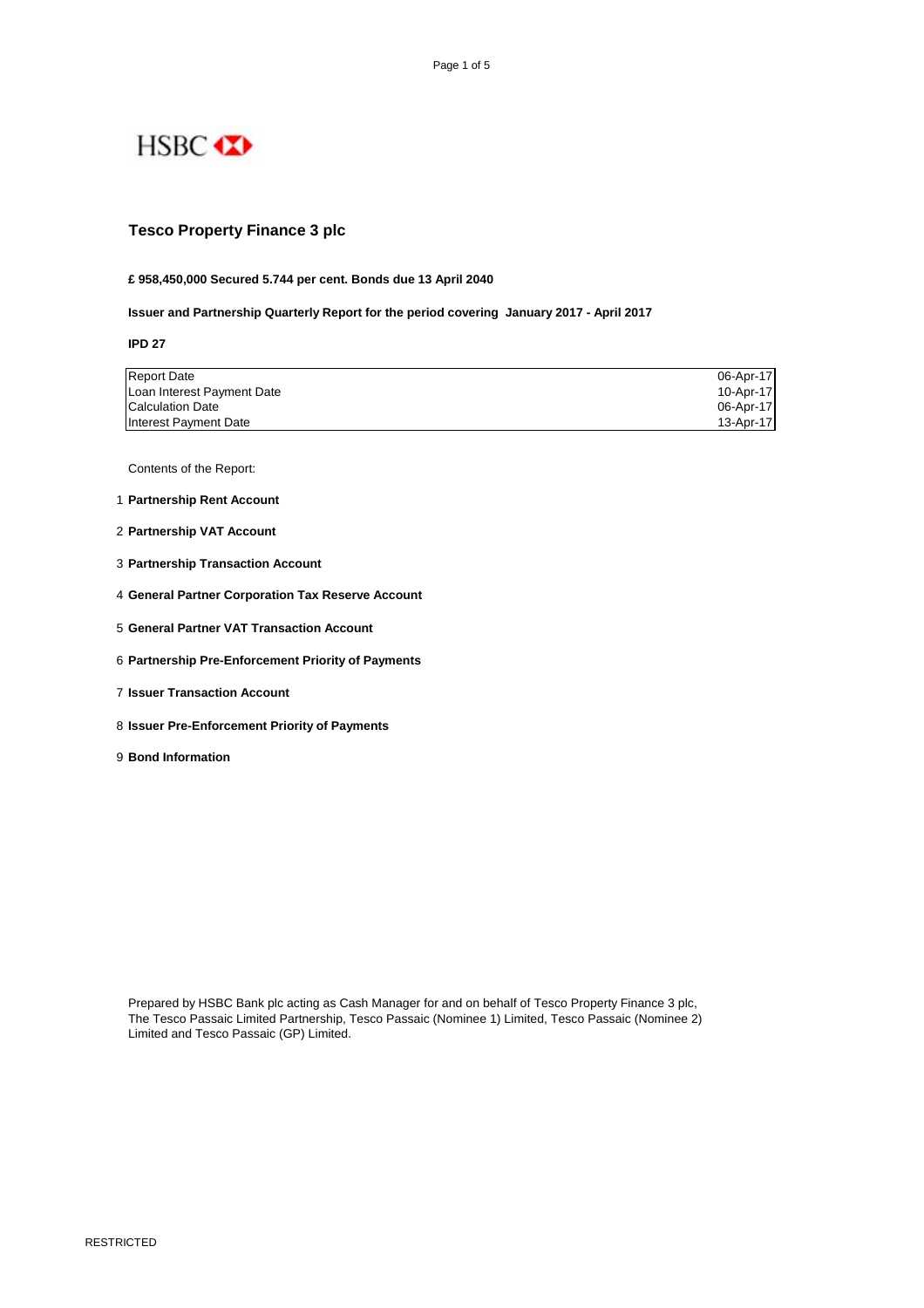HSBC

# Tesco Property Finance 3 plc

**£ 958,450,000 Secured 5.744 per cent. Bonds due 13 April 2040**

**Issuer and Partnership Quarterly Report for the period covering January 2017 - April 2017**

**IPD 27**

| | |
|---|---|
| Report Date | 06-Apr-17 |
| Loan Interest Payment Date | 10-Apr-17 |
| Calculation Date | 06-Apr-17 |
| Interest Payment Date | 13-Apr-17 |

Contents of the Report:

1. **Partnership Rent Account**
2. **Partnership VAT Account**
3. **Partnership Transaction Account**
4. **General Partner Corporation Tax Reserve Account**
5. **General Partner VAT Transaction Account**
6. **Partnership Pre-Enforcement Priority of Payments**
7. **Issuer Transaction Account**
8. **Issuer Pre-Enforcement Priority of Payments**
9. **Bond Information**

Prepared by HSBC Bank plc acting as Cash Manager for and on behalf of Tesco Property Finance 3 plc, The Tesco Passaic Limited Partnership, Tesco Passaic (Nominee 1) Limited, Tesco Passaic (Nominee 2) Limited and Tesco Passaic (GP) Limited.

RESTRICTED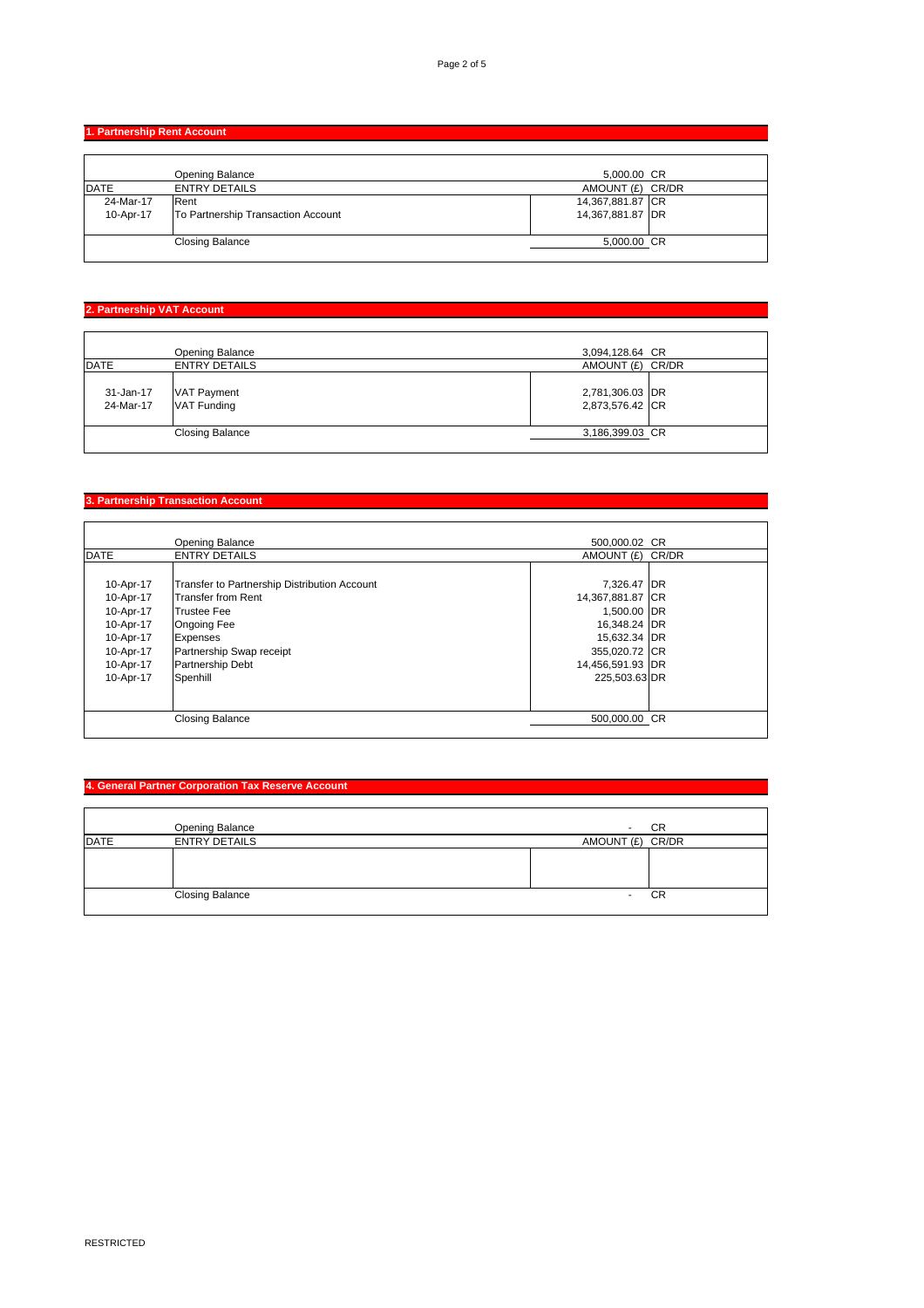## 1. Partnership Rent Account

| | Opening Balance | 5,000.00 | CR |
|---|---|---|---|
| DATE | ENTRY DETAILS | AMOUNT (£) | CR/DR |
| 24-Mar-17 | Rent | 14,367,881.87 | CR |
| 10-Apr-17 | To Partnership Transaction Account | 14,367,881.87 | DR |
| | Closing Balance | 5,000.00 | CR |

## 2. Partnership VAT Account

| | Opening Balance | 3,094,128.64 | CR |
|---|---|---|---|
| DATE | ENTRY DETAILS | AMOUNT (£) | CR/DR |
| 31-Jan-17 | VAT Payment | 2,781,306.03 | DR |
| 24-Mar-17 | VAT Funding | 2,873,576.42 | CR |
| | Closing Balance | 3,186,399.03 | CR |

## 3. Partnership Transaction Account

| | Opening Balance | 500,000.02 | CR |
|---|---|---|---|
| DATE | ENTRY DETAILS | AMOUNT (£) | CR/DR |
| 10-Apr-17 | Transfer to Partnership Distribution Account | 7,326.47 | DR |
| 10-Apr-17 | Transfer from Rent | 14,367,881.87 | CR |
| 10-Apr-17 | Trustee Fee | 1,500.00 | DR |
| 10-Apr-17 | Ongoing Fee | 16,348.24 | DR |
| 10-Apr-17 | Expenses | 15,632.34 | DR |
| 10-Apr-17 | Partnership Swap receipt | 355,020.72 | CR |
| 10-Apr-17 | Partnership Debt | 14,456,591.93 | DR |
| 10-Apr-17 | Spenhill | 225,503.63 | DR |
| | Closing Balance | 500,000.00 | CR |

## 4. General Partner Corporation Tax Reserve Account

| | Opening Balance | - | CR |
|---|---|---|---|
| DATE | ENTRY DETAILS | AMOUNT (£) | CR/DR |
| | | | |
| | Closing Balance | - | CR |

RESTRICTED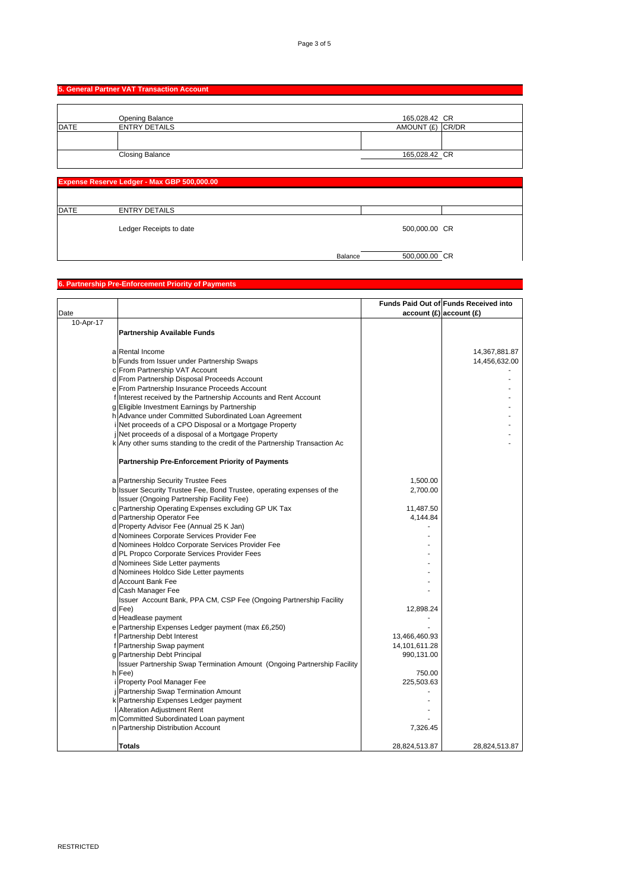## 5. General Partner VAT Transaction Account

| DATE | ENTRY DETAILS | AMOUNT (£) | CR/DR |
|---|---|---|---|
| | Opening Balance | 165,028.42 | CR |
| | | | |
| | Closing Balance | 165,028.42 | CR |

## Expense Reserve Ledger - Max GBP 500,000.00

| DATE | ENTRY DETAILS | | |
|---|---|---|---|
| | Ledger Receipts to date | 500,000.00 | CR |
| | Balance | 500,000.00 | CR |

## 6. Partnership Pre-Enforcement Priority of Payments

| Date | | | Funds Paid Out of account (£) | Funds Received into account (£) |
|---|---|---|---|---|
| 10-Apr-17 | | **Partnership Available Funds** | | |
| | a | Rental Income | | 14,367,881.87 |
| | b | Funds from Issuer under Partnership Swaps | | 14,456,632.00 |
| | c | From Partnership VAT Account | | - |
| | d | From Partnership Disposal Proceeds Account | | - |
| | e | From Partnership Insurance Proceeds Account | | - |
| | f | Interest received by the Partnership Accounts and Rent Account | | - |
| | g | Eligible Investment Earnings by Partnership | | - |
| | h | Advance under Committed Subordinated Loan Agreement | | - |
| | i | Net proceeds of a CPO Disposal or a Mortgage Property | | - |
| | j | Net proceeds of a disposal of a Mortgage Property | | - |
| | k | Any other sums standing to the credit of the Partnership Transaction Ac | | - |
| | | **Partnership Pre-Enforcement Priority of Payments** | | |
| | a | Partnership Security Trustee Fees | 1,500.00 | |
| | b | Issuer Security Trustee Fee, Bond Trustee, operating expenses of the Issuer (Ongoing Partnership Facility Fee) | 2,700.00 | |
| | c | Partnership Operating Expenses excluding GP UK Tax | 11,487.50 | |
| | d | Partnership Operator Fee | 4,144.84 | |
| | d | Property Advisor Fee (Annual 25 K Jan) | - | |
| | d | Nominees Corporate Services Provider Fee | - | |
| | d | Nominees Holdco Corporate Services Provider Fee | - | |
| | d | PL Propco Corporate Services Provider Fees | - | |
| | d | Nominees Side Letter payments | - | |
| | d | Nominees Holdco Side Letter payments | - | |
| | d | Account Bank Fee | - | |
| | d | Cash Manager Fee | - | |
| | d | Issuer Account Bank, PPA CM, CSP Fee (Ongoing Partnership Facility Fee) | 12,898.24 | |
| | d | Headlease payment | - | |
| | e | Partnership Expenses Ledger payment (max £6,250) | - | |
| | f | Partnership Debt Interest | 13,466,460.93 | |
| | f | Partnership Swap payment | 14,101,611.28 | |
| | g | Partnership Debt Principal | 990,131.00 | |
| | h | Issuer Partnership Swap Termination Amount (Ongoing Partnership Facility Fee) | 750.00 | |
| | i | Property Pool Manager Fee | 225,503.63 | |
| | j | Partnership Swap Termination Amount | - | |
| | k | Partnership Expenses Ledger payment | - | |
| | l | Alteration Adjustment Rent | - | |
| | m | Committed Subordinated Loan payment | - | |
| | n | Partnership Distribution Account | 7,326.45 | |
| | | **Totals** | 28,824,513.87 | 28,824,513.87 |

RESTRICTED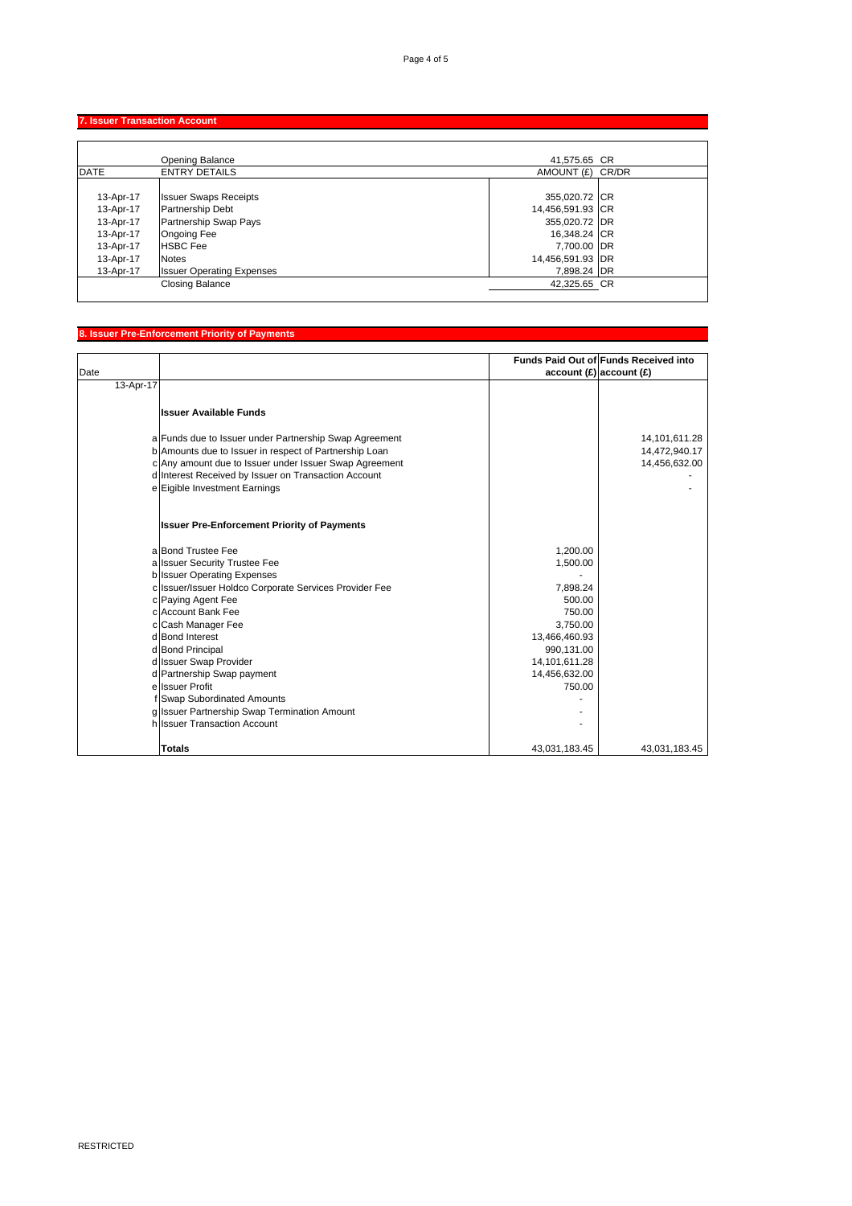## 7. Issuer Transaction Account

| DATE | ENTRY DETAILS | AMOUNT (£) | CR/DR |
|---|---|---|---|
| | Opening Balance | 41,575.65 | CR |
| 13-Apr-17 | Issuer Swaps Receipts | 355,020.72 | CR |
| 13-Apr-17 | Partnership Debt | 14,456,591.93 | CR |
| 13-Apr-17 | Partnership Swap Pays | 355,020.72 | DR |
| 13-Apr-17 | Ongoing Fee | 16,348.24 | CR |
| 13-Apr-17 | HSBC Fee | 7,700.00 | DR |
| 13-Apr-17 | Notes | 14,456,591.93 | DR |
| 13-Apr-17 | Issuer Operating Expenses | 7,898.24 | DR |
| | Closing Balance | 42,325.65 | CR |

## 8. Issuer Pre-Enforcement Priority of Payments

| Date | | | Funds Paid Out of account (£) | Funds Received into account (£) |
|---|---|---|---|---|
| 13-Apr-17 | | | | |
| | | **Issuer Available Funds** | | |
| | a | Funds due to Issuer under Partnership Swap Agreement | | 14,101,611.28 |
| | b | Amounts due to Issuer in respect of Partnership Loan | | 14,472,940.17 |
| | c | Any amount due to Issuer under Issuer Swap Agreement | | 14,456,632.00 |
| | d | Interest Received by Issuer on Transaction Account | | - |
| | e | Eigible Investment Earnings | | - |
| | | **Issuer Pre-Enforcement Priority of Payments** | | |
| | a | Bond Trustee Fee | 1,200.00 | |
| | a | Issuer Security Trustee Fee | 1,500.00 | |
| | b | Issuer Operating Expenses | - | |
| | c | Issuer/Issuer Holdco Corporate Services Provider Fee | 7,898.24 | |
| | c | Paying Agent Fee | 500.00 | |
| | c | Account Bank Fee | 750.00 | |
| | c | Cash Manager Fee | 3,750.00 | |
| | d | Bond Interest | 13,466,460.93 | |
| | d | Bond Principal | 990,131.00 | |
| | d | Issuer Swap Provider | 14,101,611.28 | |
| | d | Partnership Swap payment | 14,456,632.00 | |
| | e | Issuer Profit | 750.00 | |
| | f | Swap Subordinated Amounts | - | |
| | g | Issuer Partnership Swap Termination Amount | - | |
| | h | Issuer Transaction Account | - | |
| | | **Totals** | 43,031,183.45 | 43,031,183.45 |

RESTRICTED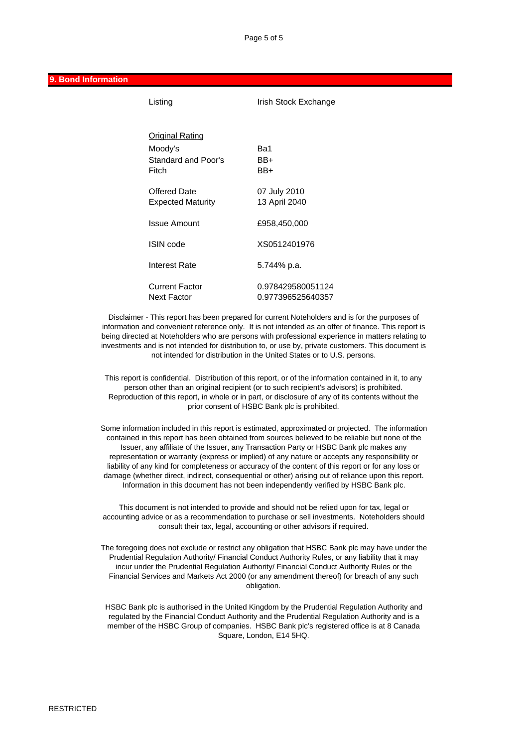## 9. Bond Information

| | |
|---|---|
| Listing | Irish Stock Exchange |
| <u>Original Rating</u> | |
| Moody's | Ba1 |
| Standard and Poor's | BB+ |
| Fitch | BB+ |
| Offered Date | 07 July 2010 |
| Expected Maturity | 13 April 2040 |
| Issue Amount | £958,450,000 |
| ISIN code | XS0512401976 |
| Interest Rate | 5.744% p.a. |
| Current Factor | 0.978429580051124 |
| Next Factor | 0.977396525640357 |

Disclaimer - This report has been prepared for current Noteholders and is for the purposes of information and convenient reference only. It is not intended as an offer of finance. This report is being directed at Noteholders who are persons with professional experience in matters relating to investments and is not intended for distribution to, or use by, private customers. This document is not intended for distribution in the United States or to U.S. persons.

This report is confidential. Distribution of this report, or of the information contained in it, to any person other than an original recipient (or to such recipient's advisors) is prohibited. Reproduction of this report, in whole or in part, or disclosure of any of its contents without the prior consent of HSBC Bank plc is prohibited.

Some information included in this report is estimated, approximated or projected. The information contained in this report has been obtained from sources believed to be reliable but none of the Issuer, any affiliate of the Issuer, any Transaction Party or HSBC Bank plc makes any representation or warranty (express or implied) of any nature or accepts any responsibility or liability of any kind for completeness or accuracy of the content of this report or for any loss or damage (whether direct, indirect, consequential or other) arising out of reliance upon this report. Information in this document has not been independently verified by HSBC Bank plc.

This document is not intended to provide and should not be relied upon for tax, legal or accounting advice or as a recommendation to purchase or sell investments. Noteholders should consult their tax, legal, accounting or other advisors if required.

The foregoing does not exclude or restrict any obligation that HSBC Bank plc may have under the Prudential Regulation Authority/ Financial Conduct Authority Rules, or any liability that it may incur under the Prudential Regulation Authority/ Financial Conduct Authority Rules or the Financial Services and Markets Act 2000 (or any amendment thereof) for breach of any such obligation.

HSBC Bank plc is authorised in the United Kingdom by the Prudential Regulation Authority and regulated by the Financial Conduct Authority and the Prudential Regulation Authority and is a member of the HSBC Group of companies. HSBC Bank plc's registered office is at 8 Canada Square, London, E14 5HQ.

RESTRICTED